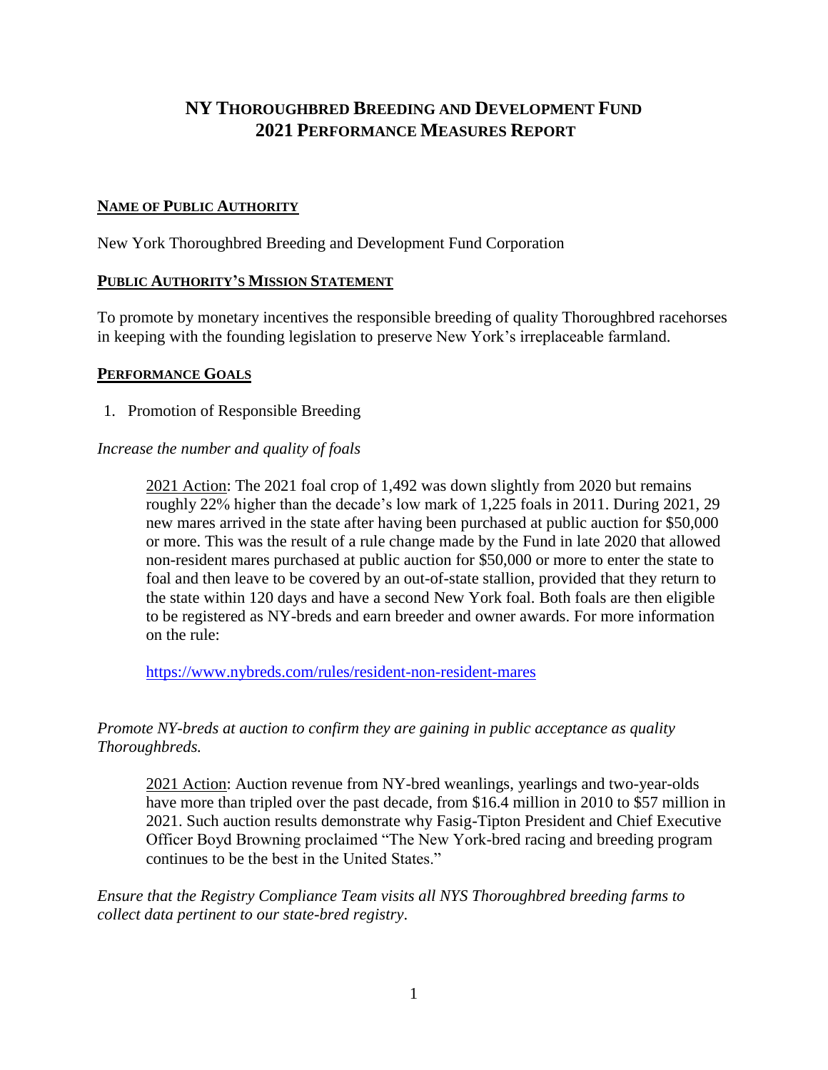# NY THOROUGHBRED BREEDING AND DEVELOPMENT FUND
# 2021 PERFORMANCE MEASURES REPORT

## NAME OF PUBLIC AUTHORITY

New York Thoroughbred Breeding and Development Fund Corporation

## PUBLIC AUTHORITY'S MISSION STATEMENT

To promote by monetary incentives the responsible breeding of quality Thoroughbred racehorses in keeping with the founding legislation to preserve New York's irreplaceable farmland.

## PERFORMANCE GOALS

1. Promotion of Responsible Breeding

*Increase the number and quality of foals*

> 2021 Action: The 2021 foal crop of 1,492 was down slightly from 2020 but remains roughly 22% higher than the decade's low mark of 1,225 foals in 2011. During 2021, 29 new mares arrived in the state after having been purchased at public auction for $50,000 or more. This was the result of a rule change made by the Fund in late 2020 that allowed non-resident mares purchased at public auction for $50,000 or more to enter the state to foal and then leave to be covered by an out-of-state stallion, provided that they return to the state within 120 days and have a second New York foal. Both foals are then eligible to be registered as NY-breds and earn breeder and owner awards. For more information on the rule:
>
> https://www.nybreds.com/rules/resident-non-resident-mares

*Promote NY-breds at auction to confirm they are gaining in public acceptance as quality Thoroughbreds.*

> 2021 Action: Auction revenue from NY-bred weanlings, yearlings and two-year-olds have more than tripled over the past decade, from $16.4 million in 2010 to $57 million in 2021. Such auction results demonstrate why Fasig-Tipton President and Chief Executive Officer Boyd Browning proclaimed "The New York-bred racing and breeding program continues to be the best in the United States."

*Ensure that the Registry Compliance Team visits all NYS Thoroughbred breeding farms to collect data pertinent to our state-bred registry.*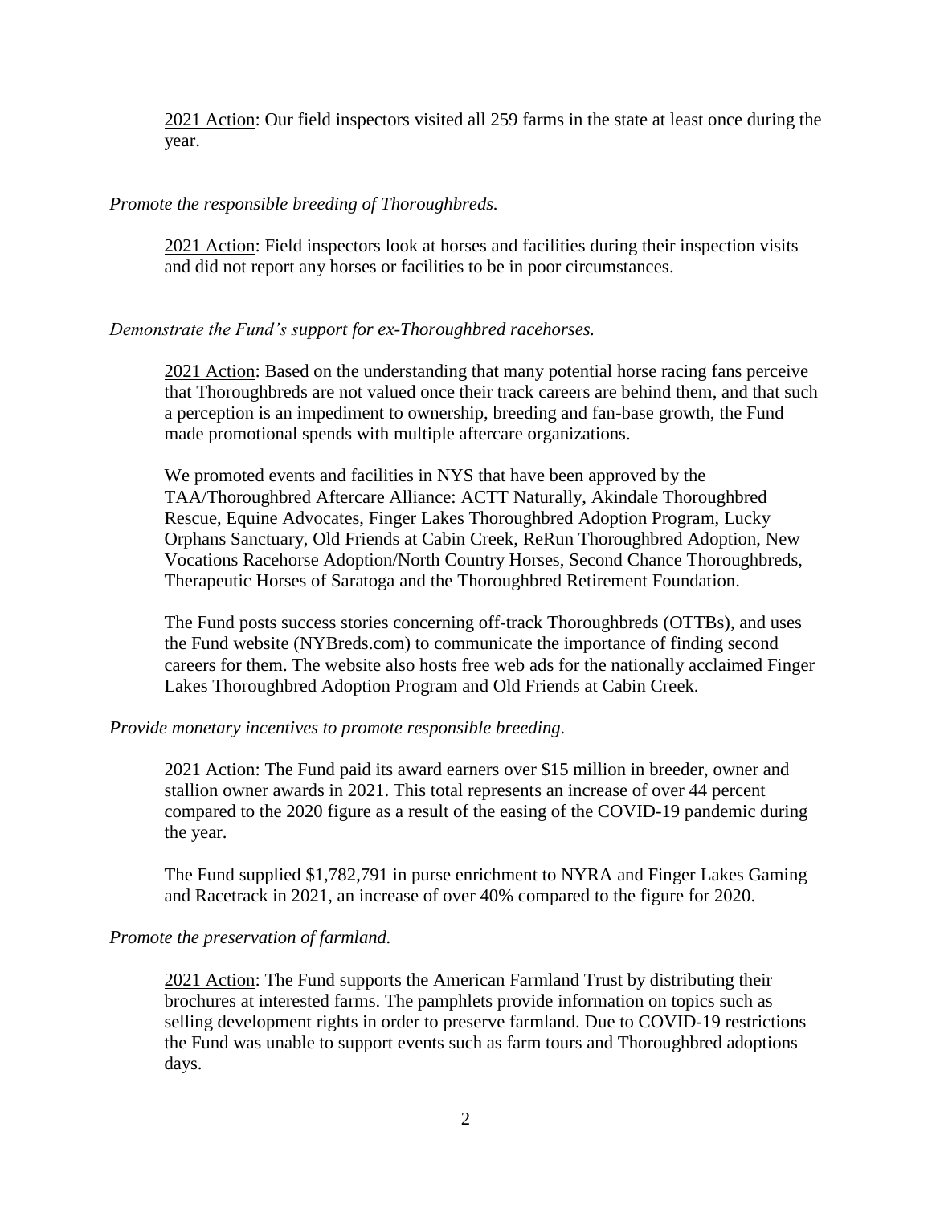2021 Action: Our field inspectors visited all 259 farms in the state at least once during the year.

*Promote the responsible breeding of Thoroughbreds.*

2021 Action: Field inspectors look at horses and facilities during their inspection visits and did not report any horses or facilities to be in poor circumstances.

*Demonstrate the Fund's support for ex-Thoroughbred racehorses.*

2021 Action: Based on the understanding that many potential horse racing fans perceive that Thoroughbreds are not valued once their track careers are behind them, and that such a perception is an impediment to ownership, breeding and fan-base growth, the Fund made promotional spends with multiple aftercare organizations.

We promoted events and facilities in NYS that have been approved by the TAA/Thoroughbred Aftercare Alliance: ACTT Naturally, Akindale Thoroughbred Rescue, Equine Advocates, Finger Lakes Thoroughbred Adoption Program, Lucky Orphans Sanctuary, Old Friends at Cabin Creek, ReRun Thoroughbred Adoption, New Vocations Racehorse Adoption/North Country Horses, Second Chance Thoroughbreds, Therapeutic Horses of Saratoga and the Thoroughbred Retirement Foundation.

The Fund posts success stories concerning off-track Thoroughbreds (OTTBs), and uses the Fund website (NYBreds.com) to communicate the importance of finding second careers for them. The website also hosts free web ads for the nationally acclaimed Finger Lakes Thoroughbred Adoption Program and Old Friends at Cabin Creek.

*Provide monetary incentives to promote responsible breeding.*

2021 Action: The Fund paid its award earners over $15 million in breeder, owner and stallion owner awards in 2021. This total represents an increase of over 44 percent compared to the 2020 figure as a result of the easing of the COVID-19 pandemic during the year.

The Fund supplied $1,782,791 in purse enrichment to NYRA and Finger Lakes Gaming and Racetrack in 2021, an increase of over 40% compared to the figure for 2020.

*Promote the preservation of farmland.*

2021 Action: The Fund supports the American Farmland Trust by distributing their brochures at interested farms. The pamphlets provide information on topics such as selling development rights in order to preserve farmland. Due to COVID-19 restrictions the Fund was unable to support events such as farm tours and Thoroughbred adoptions days.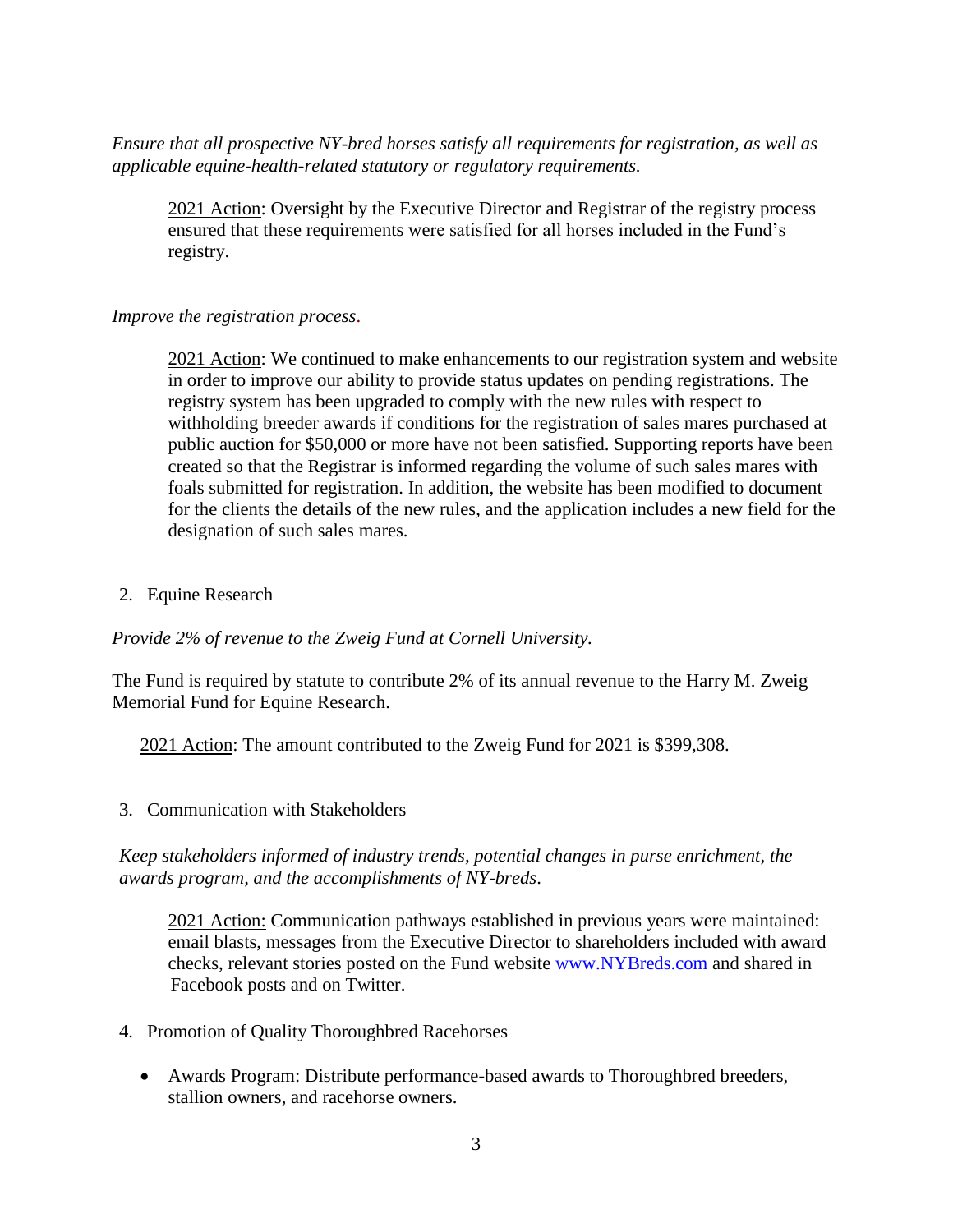*Ensure that all prospective NY-bred horses satisfy all requirements for registration, as well as applicable equine-health-related statutory or regulatory requirements.*

> 2021 Action: Oversight by the Executive Director and Registrar of the registry process ensured that these requirements were satisfied for all horses included in the Fund's registry.

*Improve the registration process.*

> 2021 Action: We continued to make enhancements to our registration system and website in order to improve our ability to provide status updates on pending registrations. The registry system has been upgraded to comply with the new rules with respect to withholding breeder awards if conditions for the registration of sales mares purchased at public auction for $50,000 or more have not been satisfied. Supporting reports have been created so that the Registrar is informed regarding the volume of such sales mares with foals submitted for registration. In addition, the website has been modified to document for the clients the details of the new rules, and the application includes a new field for the designation of such sales mares.

2. Equine Research

*Provide 2% of revenue to the Zweig Fund at Cornell University.*

The Fund is required by statute to contribute 2% of its annual revenue to the Harry M. Zweig Memorial Fund for Equine Research.

> 2021 Action: The amount contributed to the Zweig Fund for 2021 is $399,308.

3. Communication with Stakeholders

*Keep stakeholders informed of industry trends, potential changes in purse enrichment, the awards program, and the accomplishments of NY-breds.*

> 2021 Action: Communication pathways established in previous years were maintained: email blasts, messages from the Executive Director to shareholders included with award checks, relevant stories posted on the Fund website [www.NYBreds.com](http://www.NYBreds.com) and shared in Facebook posts and on Twitter.

4. Promotion of Quality Thoroughbred Racehorses

- Awards Program: Distribute performance-based awards to Thoroughbred breeders, stallion owners, and racehorse owners.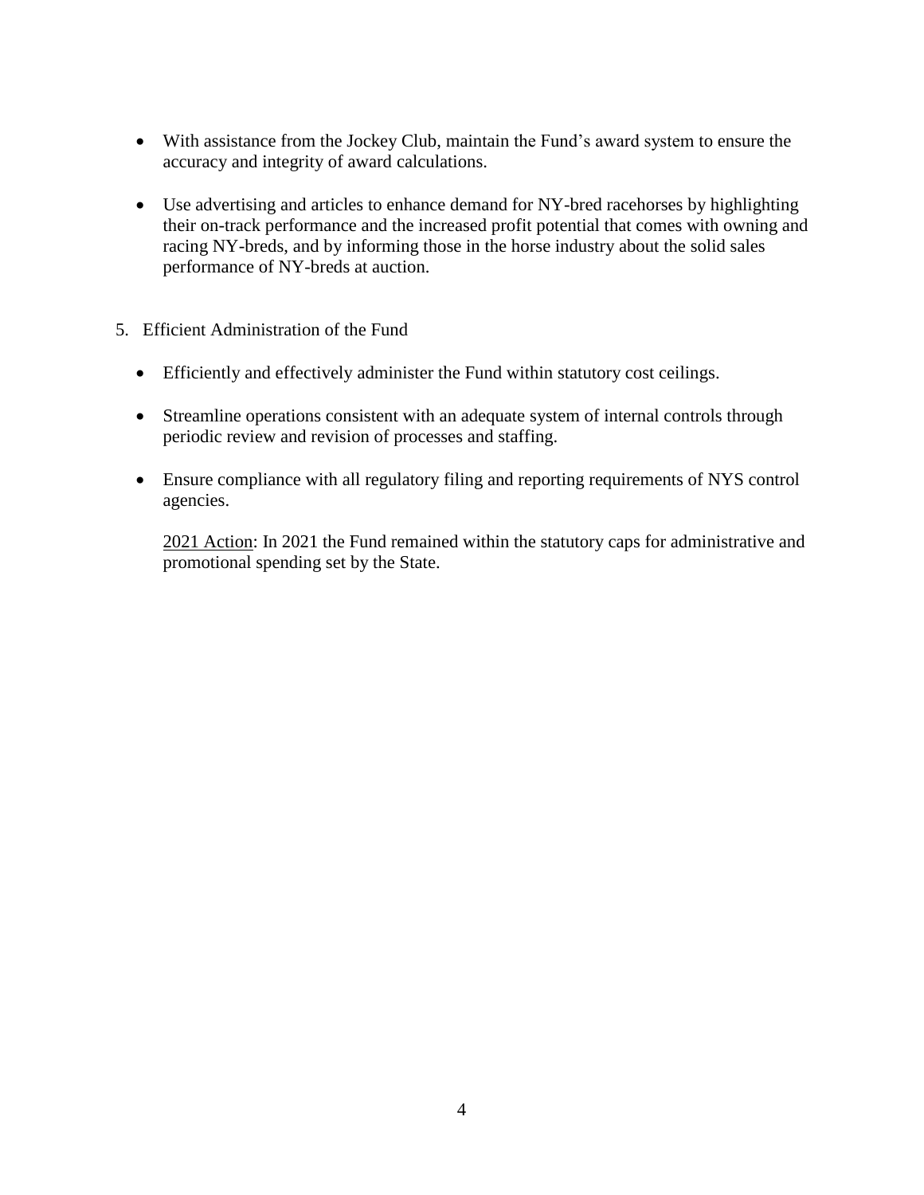- With assistance from the Jockey Club, maintain the Fund's award system to ensure the accuracy and integrity of award calculations.

- Use advertising and articles to enhance demand for NY-bred racehorses by highlighting their on-track performance and the increased profit potential that comes with owning and racing NY-breds, and by informing those in the horse industry about the solid sales performance of NY-breds at auction.

5. Efficient Administration of the Fund

   - Efficiently and effectively administer the Fund within statutory cost ceilings.

   - Streamline operations consistent with an adequate system of internal controls through periodic review and revision of processes and staffing.

   - Ensure compliance with all regulatory filing and reporting requirements of NYS control agencies.

   <u>2021 Action</u>: In 2021 the Fund remained within the statutory caps for administrative and promotional spending set by the State.